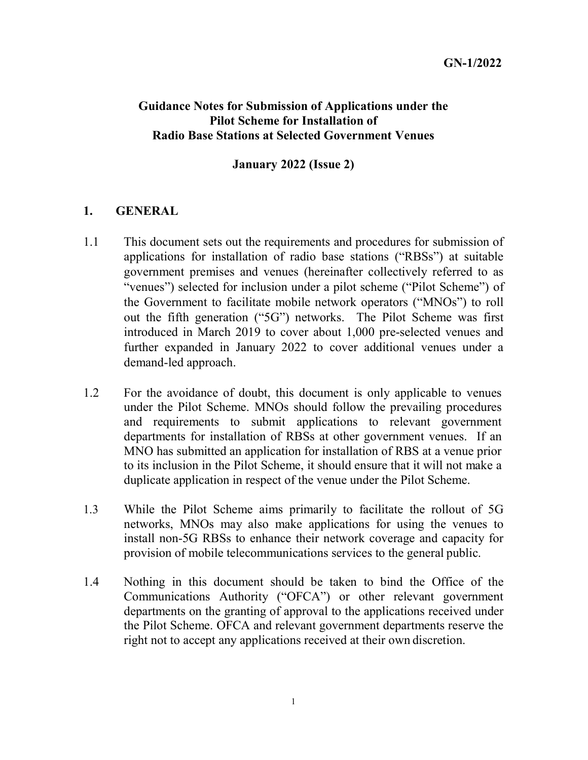**GN-1/2022**

# Guidance Notes for Submission of Applications under the Pilot Scheme for Installation of Radio Base Stations at Selected Government Venues

**January 2022 (Issue 2)**

## 1. GENERAL

1.1 This document sets out the requirements and procedures for submission of applications for installation of radio base stations ("RBSs") at suitable government premises and venues (hereinafter collectively referred to as "venues") selected for inclusion under a pilot scheme ("Pilot Scheme") of the Government to facilitate mobile network operators ("MNOs") to roll out the fifth generation ("5G") networks. The Pilot Scheme was first introduced in March 2019 to cover about 1,000 pre-selected venues and further expanded in January 2022 to cover additional venues under a demand-led approach.

1.2 For the avoidance of doubt, this document is only applicable to venues under the Pilot Scheme. MNOs should follow the prevailing procedures and requirements to submit applications to relevant government departments for installation of RBSs at other government venues. If an MNO has submitted an application for installation of RBS at a venue prior to its inclusion in the Pilot Scheme, it should ensure that it will not make a duplicate application in respect of the venue under the Pilot Scheme.

1.3 While the Pilot Scheme aims primarily to facilitate the rollout of 5G networks, MNOs may also make applications for using the venues to install non-5G RBSs to enhance their network coverage and capacity for provision of mobile telecommunications services to the general public.

1.4 Nothing in this document should be taken to bind the Office of the Communications Authority ("OFCA") or other relevant government departments on the granting of approval to the applications received under the Pilot Scheme. OFCA and relevant government departments reserve the right not to accept any applications received at their own discretion.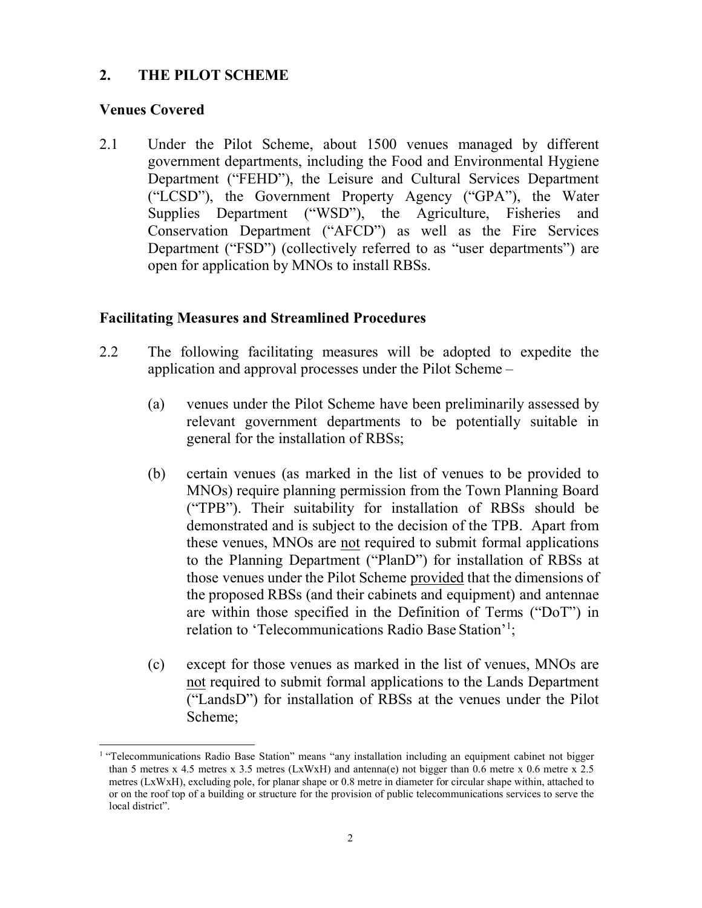## 2. THE PILOT SCHEME

### Venues Covered

2.1 Under the Pilot Scheme, about 1500 venues managed by different government departments, including the Food and Environmental Hygiene Department ("FEHD"), the Leisure and Cultural Services Department ("LCSD"), the Government Property Agency ("GPA"), the Water Supplies Department ("WSD"), the Agriculture, Fisheries and Conservation Department ("AFCD") as well as the Fire Services Department ("FSD") (collectively referred to as "user departments") are open for application by MNOs to install RBSs.

### Facilitating Measures and Streamlined Procedures

2.2 The following facilitating measures will be adopted to expedite the application and approval processes under the Pilot Scheme –

(a) venues under the Pilot Scheme have been preliminarily assessed by relevant government departments to be potentially suitable in general for the installation of RBSs;

(b) certain venues (as marked in the list of venues to be provided to MNOs) require planning permission from the Town Planning Board ("TPB"). Their suitability for installation of RBSs should be demonstrated and is subject to the decision of the TPB. Apart from these venues, MNOs are <u>not</u> required to submit formal applications to the Planning Department ("PlanD") for installation of RBSs at those venues under the Pilot Scheme <u>provided</u> that the dimensions of the proposed RBSs (and their cabinets and equipment) and antennae are within those specified in the Definition of Terms ("DoT") in relation to 'Telecommunications Radio Base Station'[1];

(c) except for those venues as marked in the list of venues, MNOs are <u>not</u> required to submit formal applications to the Lands Department ("LandsD") for installation of RBSs at the venues under the Pilot Scheme;

[1] "Telecommunications Radio Base Station" means "any installation including an equipment cabinet not bigger than 5 metres x 4.5 metres x 3.5 metres (LxWxH) and antenna(e) not bigger than 0.6 metre x 0.6 metre x 2.5 metres (LxWxH), excluding pole, for planar shape or 0.8 metre in diameter for circular shape within, attached to or on the roof top of a building or structure for the provision of public telecommunications services to serve the local district".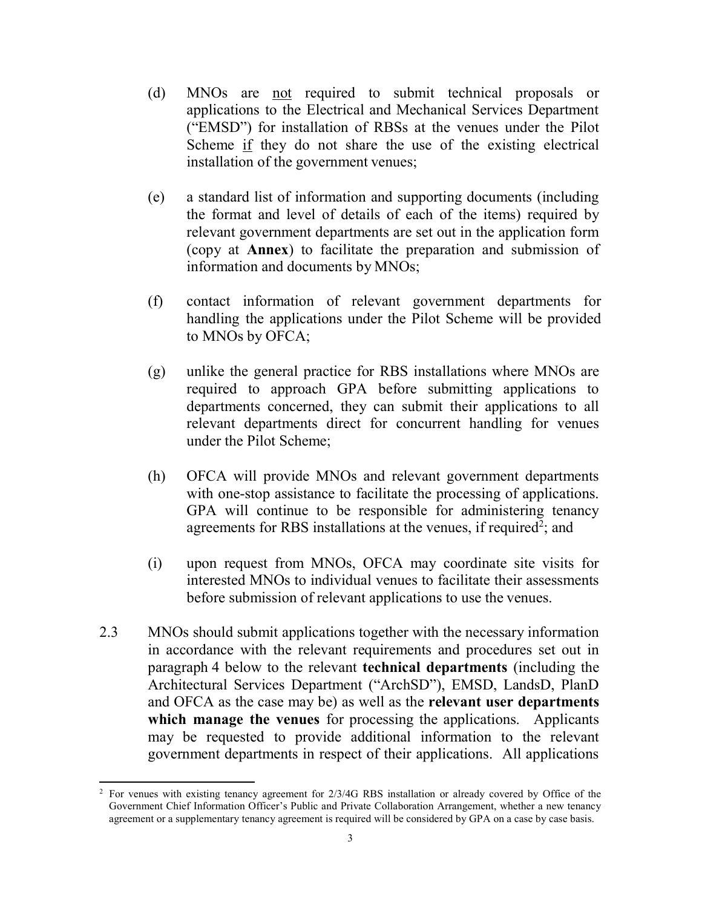(d) MNOs are <u>not</u> required to submit technical proposals or applications to the Electrical and Mechanical Services Department ("EMSD") for installation of RBSs at the venues under the Pilot Scheme <u>if</u> they do not share the use of the existing electrical installation of the government venues;

(e) a standard list of information and supporting documents (including the format and level of details of each of the items) required by relevant government departments are set out in the application form (copy at **Annex**) to facilitate the preparation and submission of information and documents by MNOs;

(f) contact information of relevant government departments for handling the applications under the Pilot Scheme will be provided to MNOs by OFCA;

(g) unlike the general practice for RBS installations where MNOs are required to approach GPA before submitting applications to departments concerned, they can submit their applications to all relevant departments direct for concurrent handling for venues under the Pilot Scheme;

(h) OFCA will provide MNOs and relevant government departments with one-stop assistance to facilitate the processing of applications. GPA will continue to be responsible for administering tenancy agreements for RBS installations at the venues, if required[2]; and

(i) upon request from MNOs, OFCA may coordinate site visits for interested MNOs to individual venues to facilitate their assessments before submission of relevant applications to use the venues.

2.3 MNOs should submit applications together with the necessary information in accordance with the relevant requirements and procedures set out in paragraph 4 below to the relevant **technical departments** (including the Architectural Services Department ("ArchSD"), EMSD, LandsD, PlanD and OFCA as the case may be) as well as the **relevant user departments which manage the venues** for processing the applications. Applicants may be requested to provide additional information to the relevant government departments in respect of their applications. All applications

---

[2] For venues with existing tenancy agreement for 2/3/4G RBS installation or already covered by Office of the Government Chief Information Officer's Public and Private Collaboration Arrangement, whether a new tenancy agreement or a supplementary tenancy agreement is required will be considered by GPA on a case by case basis.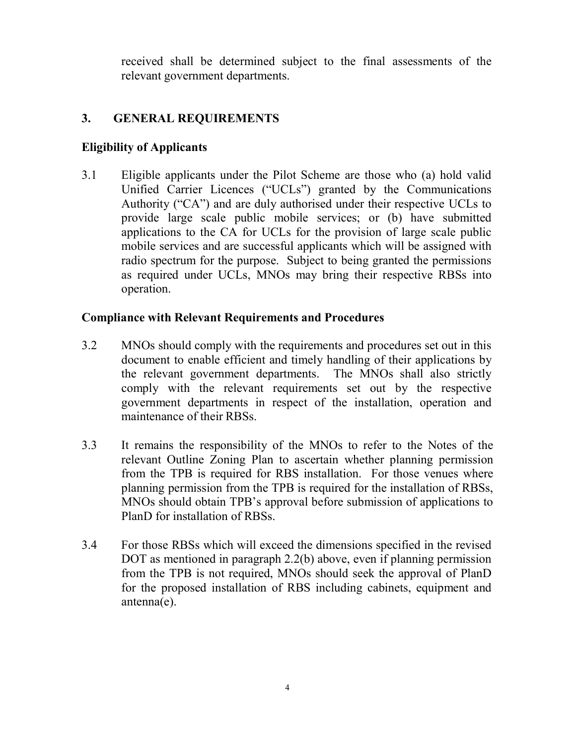received shall be determined subject to the final assessments of the relevant government departments.

## 3. GENERAL REQUIREMENTS

### Eligibility of Applicants

3.1 Eligible applicants under the Pilot Scheme are those who (a) hold valid Unified Carrier Licences ("UCLs") granted by the Communications Authority ("CA") and are duly authorised under their respective UCLs to provide large scale public mobile services; or (b) have submitted applications to the CA for UCLs for the provision of large scale public mobile services and are successful applicants which will be assigned with radio spectrum for the purpose. Subject to being granted the permissions as required under UCLs, MNOs may bring their respective RBSs into operation.

### Compliance with Relevant Requirements and Procedures

3.2 MNOs should comply with the requirements and procedures set out in this document to enable efficient and timely handling of their applications by the relevant government departments. The MNOs shall also strictly comply with the relevant requirements set out by the respective government departments in respect of the installation, operation and maintenance of their RBSs.

3.3 It remains the responsibility of the MNOs to refer to the Notes of the relevant Outline Zoning Plan to ascertain whether planning permission from the TPB is required for RBS installation. For those venues where planning permission from the TPB is required for the installation of RBSs, MNOs should obtain TPB's approval before submission of applications to PlanD for installation of RBSs.

3.4 For those RBSs which will exceed the dimensions specified in the revised DOT as mentioned in paragraph 2.2(b) above, even if planning permission from the TPB is not required, MNOs should seek the approval of PlanD for the proposed installation of RBS including cabinets, equipment and antenna(e).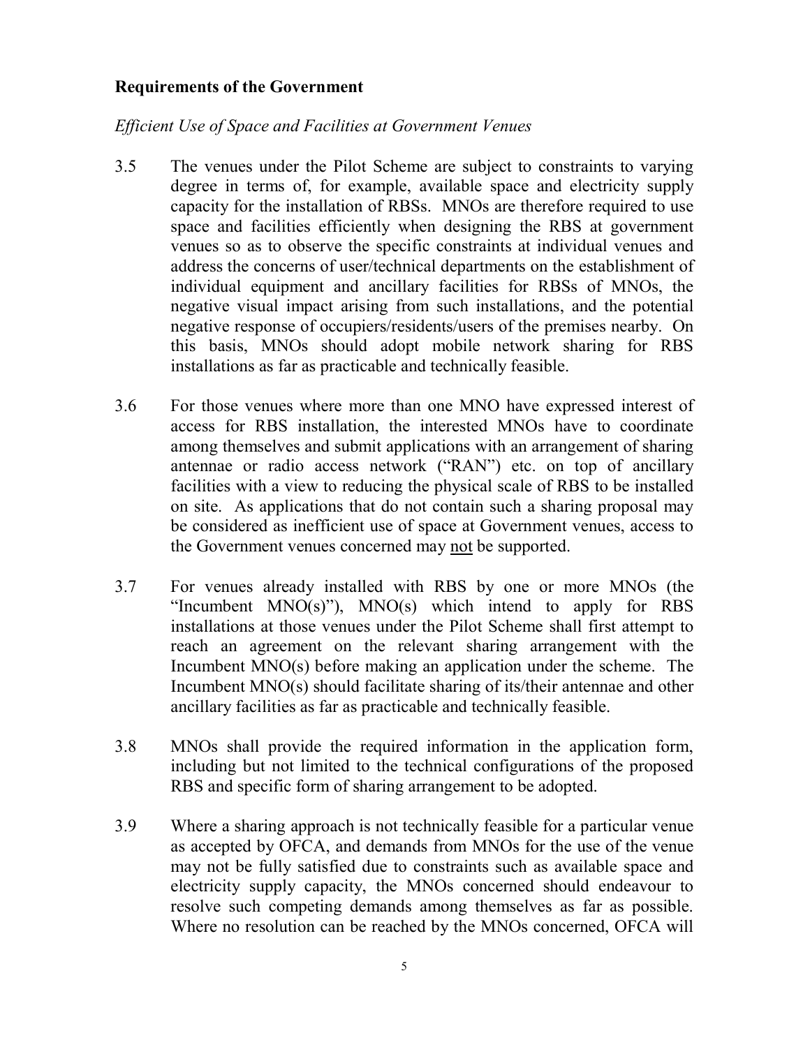**Requirements of the Government**

*Efficient Use of Space and Facilities at Government Venues*

3.5 The venues under the Pilot Scheme are subject to constraints to varying degree in terms of, for example, available space and electricity supply capacity for the installation of RBSs. MNOs are therefore required to use space and facilities efficiently when designing the RBS at government venues so as to observe the specific constraints at individual venues and address the concerns of user/technical departments on the establishment of individual equipment and ancillary facilities for RBSs of MNOs, the negative visual impact arising from such installations, and the potential negative response of occupiers/residents/users of the premises nearby. On this basis, MNOs should adopt mobile network sharing for RBS installations as far as practicable and technically feasible.

3.6 For those venues where more than one MNO have expressed interest of access for RBS installation, the interested MNOs have to coordinate among themselves and submit applications with an arrangement of sharing antennae or radio access network ("RAN") etc. on top of ancillary facilities with a view to reducing the physical scale of RBS to be installed on site. As applications that do not contain such a sharing proposal may be considered as inefficient use of space at Government venues, access to the Government venues concerned may <u>not</u> be supported.

3.7 For venues already installed with RBS by one or more MNOs (the "Incumbent MNO(s)"), MNO(s) which intend to apply for RBS installations at those venues under the Pilot Scheme shall first attempt to reach an agreement on the relevant sharing arrangement with the Incumbent MNO(s) before making an application under the scheme. The Incumbent MNO(s) should facilitate sharing of its/their antennae and other ancillary facilities as far as practicable and technically feasible.

3.8 MNOs shall provide the required information in the application form, including but not limited to the technical configurations of the proposed RBS and specific form of sharing arrangement to be adopted.

3.9 Where a sharing approach is not technically feasible for a particular venue as accepted by OFCA, and demands from MNOs for the use of the venue may not be fully satisfied due to constraints such as available space and electricity supply capacity, the MNOs concerned should endeavour to resolve such competing demands among themselves as far as possible. Where no resolution can be reached by the MNOs concerned, OFCA will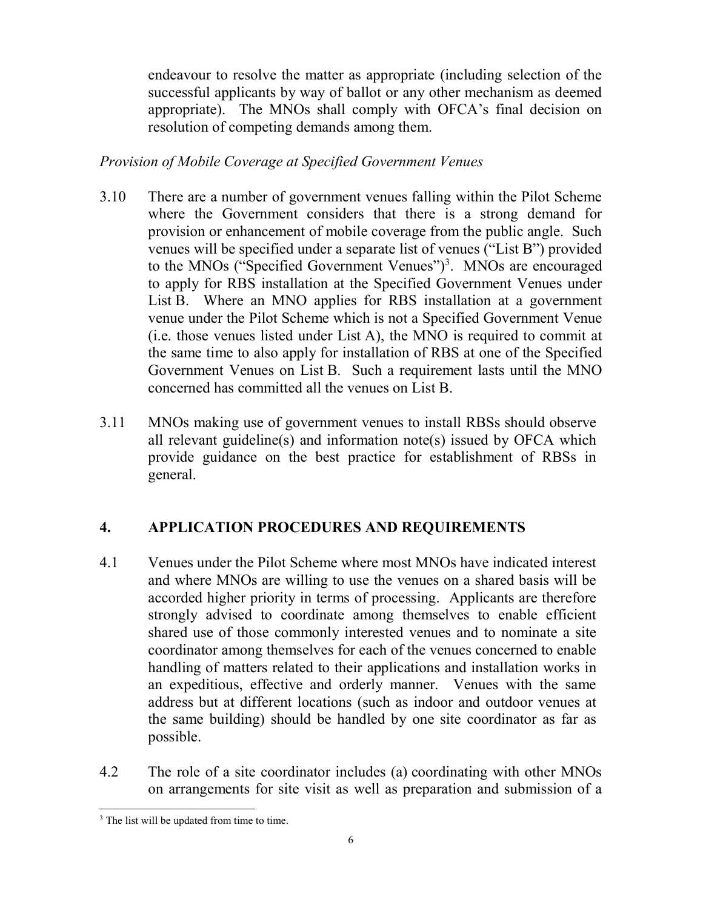endeavour to resolve the matter as appropriate (including selection of the successful applicants by way of ballot or any other mechanism as deemed appropriate). The MNOs shall comply with OFCA's final decision on resolution of competing demands among them.

*Provision of Mobile Coverage at Specified Government Venues*

3.10 There are a number of government venues falling within the Pilot Scheme where the Government considers that there is a strong demand for provision or enhancement of mobile coverage from the public angle. Such venues will be specified under a separate list of venues ("List B") provided to the MNOs ("Specified Government Venues")[3]. MNOs are encouraged to apply for RBS installation at the Specified Government Venues under List B. Where an MNO applies for RBS installation at a government venue under the Pilot Scheme which is not a Specified Government Venue (i.e. those venues listed under List A), the MNO is required to commit at the same time to also apply for installation of RBS at one of the Specified Government Venues on List B. Such a requirement lasts until the MNO concerned has committed all the venues on List B.

3.11 MNOs making use of government venues to install RBSs should observe all relevant guideline(s) and information note(s) issued by OFCA which provide guidance on the best practice for establishment of RBSs in general.

## 4. APPLICATION PROCEDURES AND REQUIREMENTS

4.1 Venues under the Pilot Scheme where most MNOs have indicated interest and where MNOs are willing to use the venues on a shared basis will be accorded higher priority in terms of processing. Applicants are therefore strongly advised to coordinate among themselves to enable efficient shared use of those commonly interested venues and to nominate a site coordinator among themselves for each of the venues concerned to enable handling of matters related to their applications and installation works in an expeditious, effective and orderly manner. Venues with the same address but at different locations (such as indoor and outdoor venues at the same building) should be handled by one site coordinator as far as possible.

4.2 The role of a site coordinator includes (a) coordinating with other MNOs on arrangements for site visit as well as preparation and submission of a

[3] The list will be updated from time to time.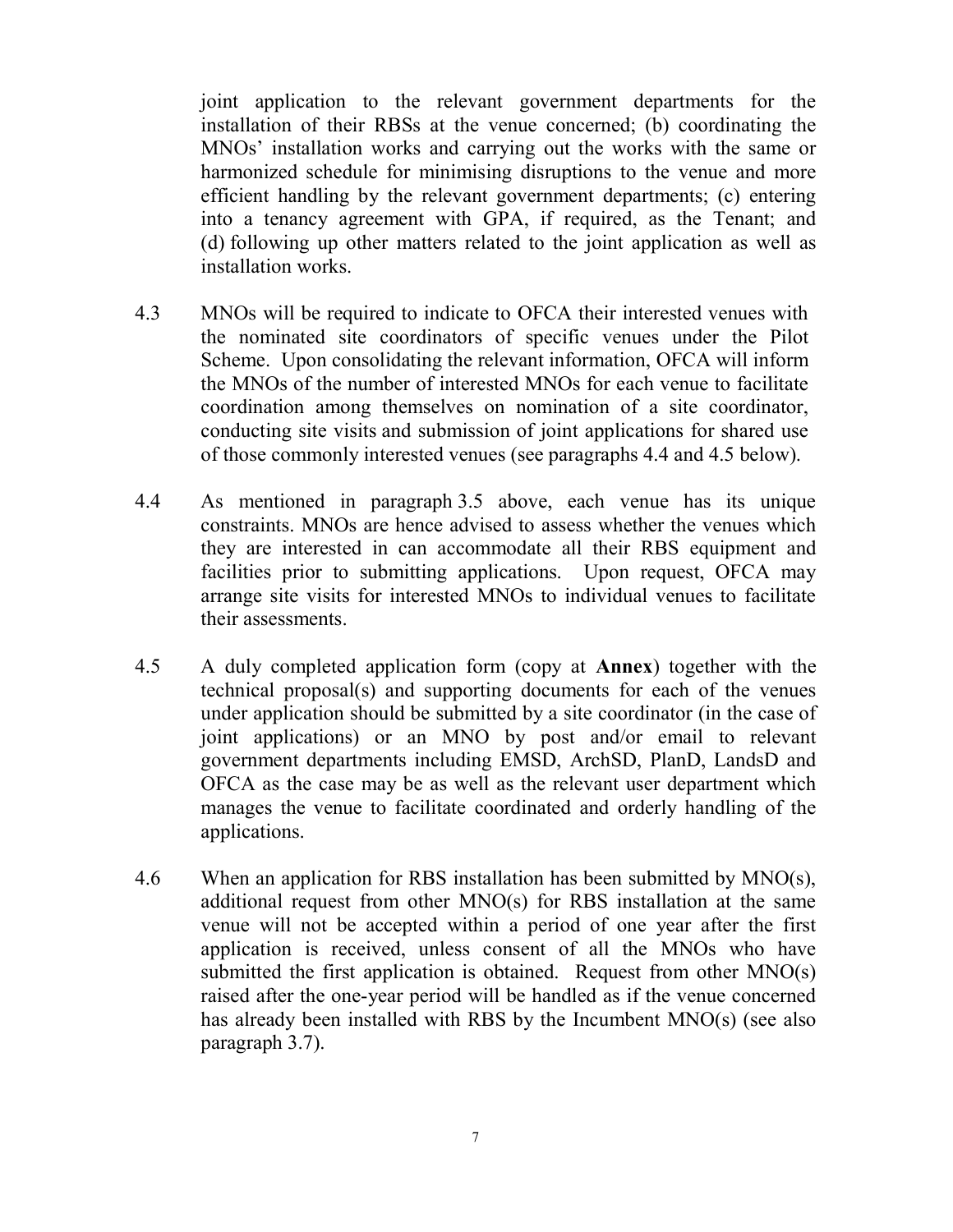joint application to the relevant government departments for the installation of their RBSs at the venue concerned; (b) coordinating the MNOs' installation works and carrying out the works with the same or harmonized schedule for minimising disruptions to the venue and more efficient handling by the relevant government departments; (c) entering into a tenancy agreement with GPA, if required, as the Tenant; and (d) following up other matters related to the joint application as well as installation works.

4.3 MNOs will be required to indicate to OFCA their interested venues with the nominated site coordinators of specific venues under the Pilot Scheme. Upon consolidating the relevant information, OFCA will inform the MNOs of the number of interested MNOs for each venue to facilitate coordination among themselves on nomination of a site coordinator, conducting site visits and submission of joint applications for shared use of those commonly interested venues (see paragraphs 4.4 and 4.5 below).

4.4 As mentioned in paragraph 3.5 above, each venue has its unique constraints. MNOs are hence advised to assess whether the venues which they are interested in can accommodate all their RBS equipment and facilities prior to submitting applications. Upon request, OFCA may arrange site visits for interested MNOs to individual venues to facilitate their assessments.

4.5 A duly completed application form (copy at **Annex**) together with the technical proposal(s) and supporting documents for each of the venues under application should be submitted by a site coordinator (in the case of joint applications) or an MNO by post and/or email to relevant government departments including EMSD, ArchSD, PlanD, LandsD and OFCA as the case may be as well as the relevant user department which manages the venue to facilitate coordinated and orderly handling of the applications.

4.6 When an application for RBS installation has been submitted by MNO(s), additional request from other MNO(s) for RBS installation at the same venue will not be accepted within a period of one year after the first application is received, unless consent of all the MNOs who have submitted the first application is obtained. Request from other MNO(s) raised after the one-year period will be handled as if the venue concerned has already been installed with RBS by the Incumbent MNO(s) (see also paragraph 3.7).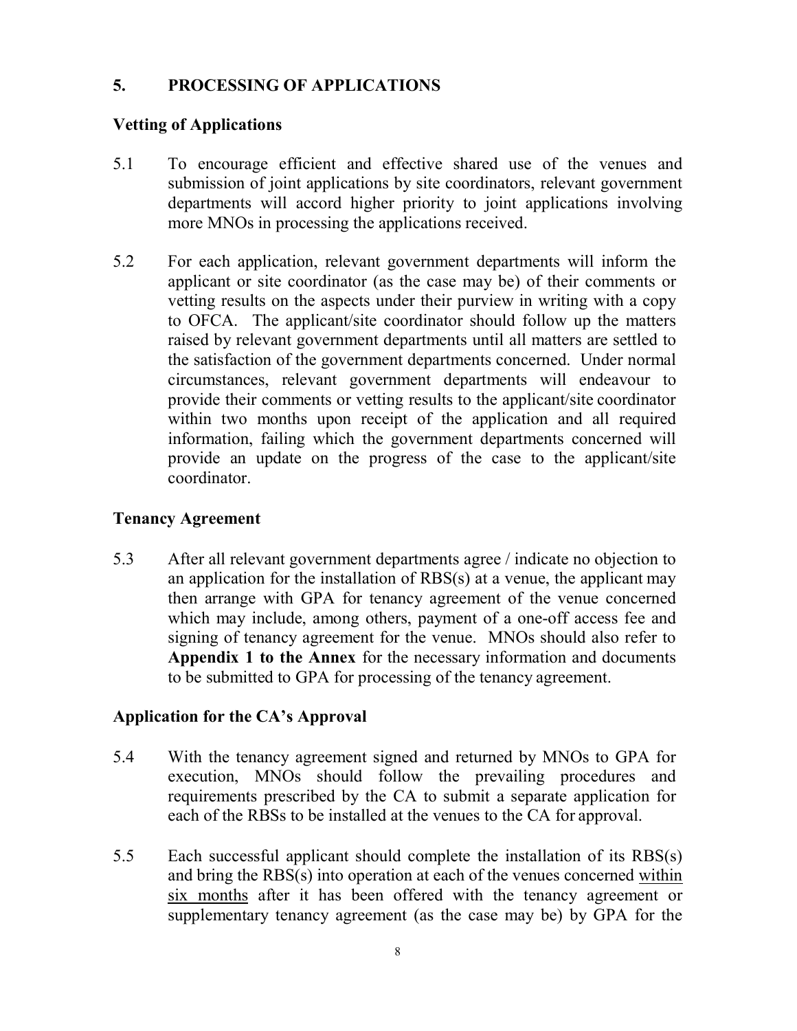## 5. PROCESSING OF APPLICATIONS

### Vetting of Applications

5.1 To encourage efficient and effective shared use of the venues and submission of joint applications by site coordinators, relevant government departments will accord higher priority to joint applications involving more MNOs in processing the applications received.

5.2 For each application, relevant government departments will inform the applicant or site coordinator (as the case may be) of their comments or vetting results on the aspects under their purview in writing with a copy to OFCA. The applicant/site coordinator should follow up the matters raised by relevant government departments until all matters are settled to the satisfaction of the government departments concerned. Under normal circumstances, relevant government departments will endeavour to provide their comments or vetting results to the applicant/site coordinator within two months upon receipt of the application and all required information, failing which the government departments concerned will provide an update on the progress of the case to the applicant/site coordinator.

### Tenancy Agreement

5.3 After all relevant government departments agree / indicate no objection to an application for the installation of RBS(s) at a venue, the applicant may then arrange with GPA for tenancy agreement of the venue concerned which may include, among others, payment of a one-off access fee and signing of tenancy agreement for the venue. MNOs should also refer to **Appendix 1 to the Annex** for the necessary information and documents to be submitted to GPA for processing of the tenancy agreement.

### Application for the CA's Approval

5.4 With the tenancy agreement signed and returned by MNOs to GPA for execution, MNOs should follow the prevailing procedures and requirements prescribed by the CA to submit a separate application for each of the RBSs to be installed at the venues to the CA for approval.

5.5 Each successful applicant should complete the installation of its RBS(s) and bring the RBS(s) into operation at each of the venues concerned <u>within six months</u> after it has been offered with the tenancy agreement or supplementary tenancy agreement (as the case may be) by GPA for the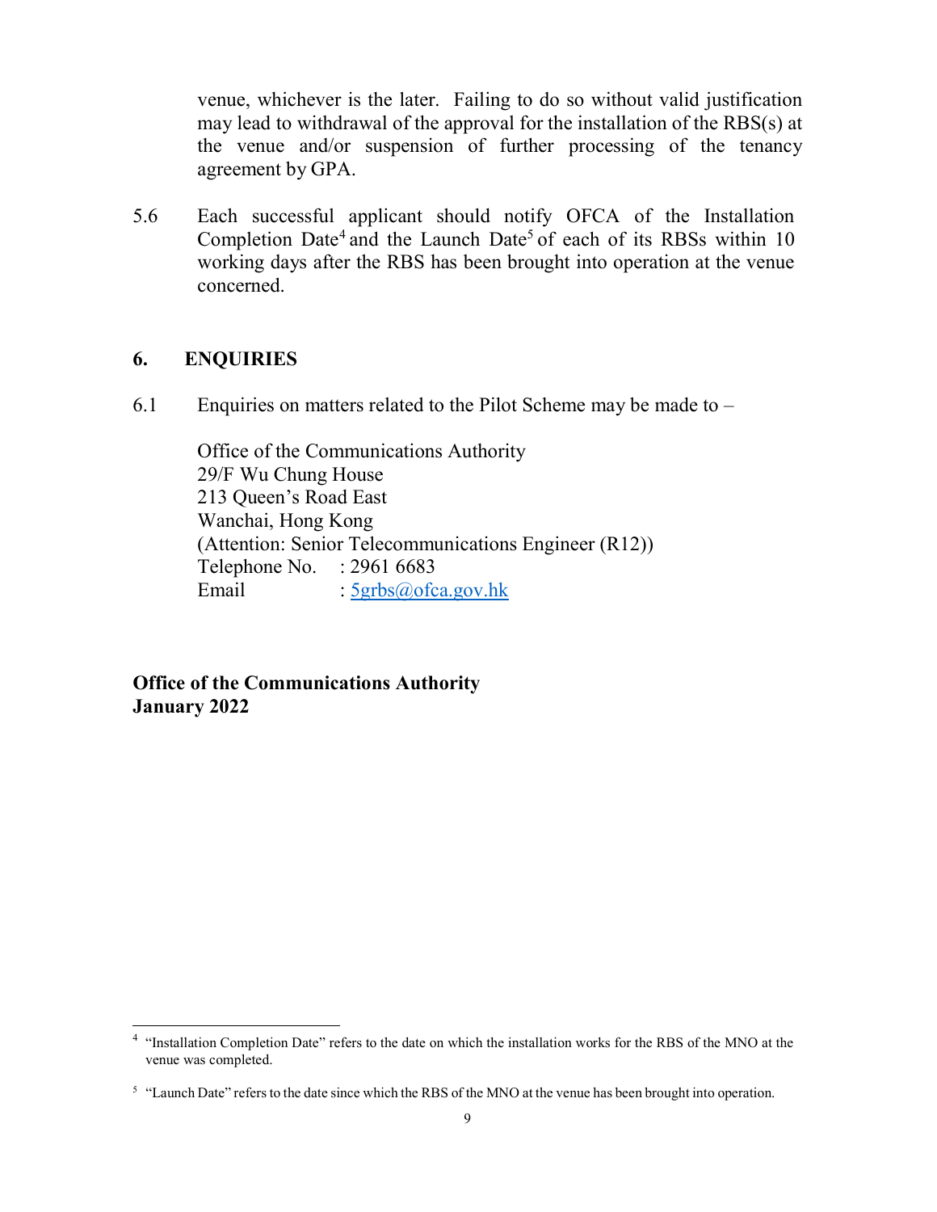venue, whichever is the later. Failing to do so without valid justification may lead to withdrawal of the approval for the installation of the RBS(s) at the venue and/or suspension of further processing of the tenancy agreement by GPA.

5.6 Each successful applicant should notify OFCA of the Installation Completion Date[4] and the Launch Date[5] of each of its RBSs within 10 working days after the RBS has been brought into operation at the venue concerned.

## 6. ENQUIRIES

6.1 Enquiries on matters related to the Pilot Scheme may be made to –

Office of the Communications Authority
29/F Wu Chung House
213 Queen's Road East
Wanchai, Hong Kong
(Attention: Senior Telecommunications Engineer (R12))
Telephone No. : 2961 6683
Email : 5grbs@ofca.gov.hk

**Office of the Communications Authority**
**January 2022**

---

[4] "Installation Completion Date" refers to the date on which the installation works for the RBS of the MNO at the venue was completed.

[5] "Launch Date" refers to the date since which the RBS of the MNO at the venue has been brought into operation.